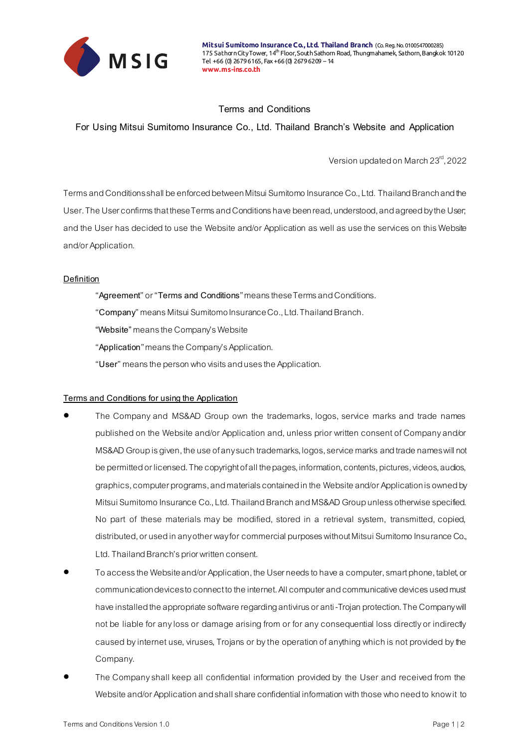**Mitsui Sumitomo Insurance Co., Ltd. Thailand Branch** (Co. Reg. No. 0100547000285)
175 Sathorn City Tower, 14th Floor, South Sathorn Road, Thungmahamek, Sathorn, Bangkok 10120
Tel +66 (0) 2679 6165, Fax +66 (0) 2679 6209 – 14
www.ms-ins.co.th

# Terms and Conditions

## For Using Mitsui Sumitomo Insurance Co., Ltd. Thailand Branch's Website and Application

Version updated on March 23rd, 2022

Terms and Conditions shall be enforced between Mitsui Sumitomo Insurance Co., Ltd. Thailand Branch and the User. The User confirms that these Terms and Conditions have been read, understood, and agreed by the User; and the User has decided to use the Website and/or Application as well as use the services on this Website and/or Application.

### Definition

"Agreement" or "Terms and Conditions" means these Terms and Conditions.

"Company" means Mitsui Sumitomo Insurance Co., Ltd. Thailand Branch.

"Website" means the Company's Website

"Application" means the Company's Application.

"User" means the person who visits and uses the Application.

### Terms and Conditions for using the Application

- The Company and MS&AD Group own the trademarks, logos, service marks and trade names published on the Website and/or Application and, unless prior written consent of Company and/or MS&AD Group is given, the use of any such trademarks, logos, service marks and trade names will not be permitted or licensed. The copyright of all the pages, information, contents, pictures, videos, audios, graphics, computer programs, and materials contained in the Website and/or Application is owned by Mitsui Sumitomo Insurance Co., Ltd. Thailand Branch and MS&AD Group unless otherwise specified. No part of these materials may be modified, stored in a retrieval system, transmitted, copied, distributed, or used in any other way for commercial purposes without Mitsui Sumitomo Insurance Co., Ltd. Thailand Branch's prior written consent.
- To access the Website and/or Application, the User needs to have a computer, smart phone, tablet, or communication devices to connect to the internet. All computer and communicative devices used must have installed the appropriate software regarding antivirus or anti-Trojan protection. The Company will not be liable for any loss or damage arising from or for any consequential loss directly or indirectly caused by internet use, viruses, Trojans or by the operation of anything which is not provided by the Company.
- The Company shall keep all confidential information provided by the User and received from the Website and/or Application and shall share confidential information with those who need to know it to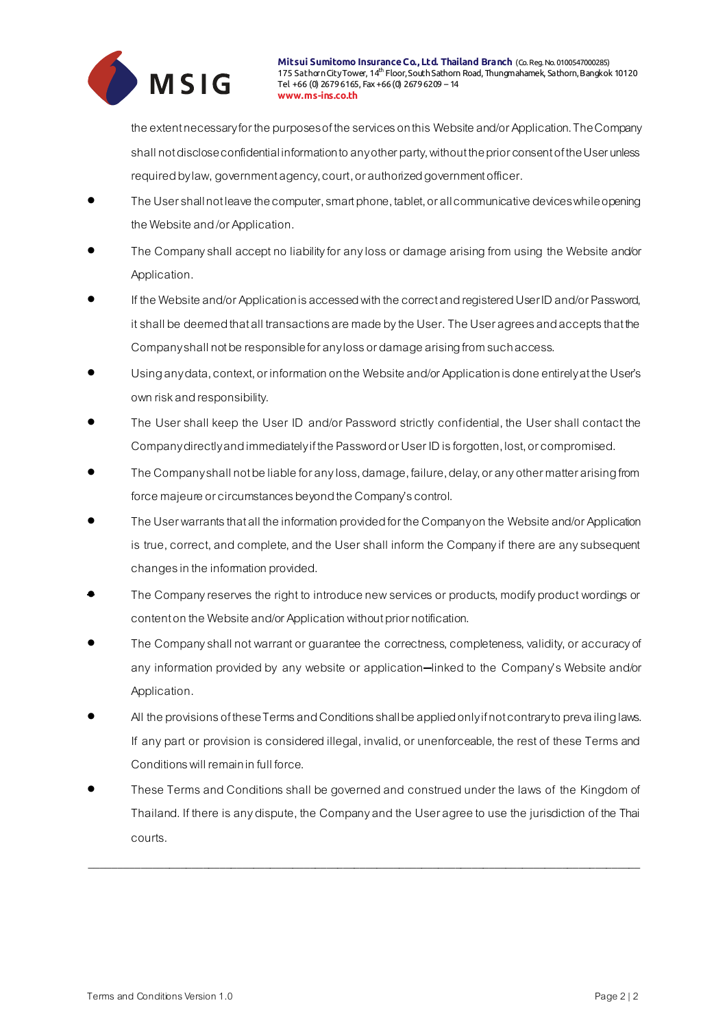the extent necessary for the purposes of the services on this Website and/or Application. The Company shall not disclose confidential information to any other party, without the prior consent of the User unless required by law, government agency, court, or authorized government officer.

- The User shall not leave the computer, smart phone, tablet, or all communicative devices while opening the Website and /or Application.
- The Company shall accept no liability for any loss or damage arising from using the Website and/or Application.
- If the Website and/or Application is accessed with the correct and registered User ID and/or Password, it shall be deemed that all transactions are made by the User. The User agrees and accepts that the Company shall not be responsible for any loss or damage arising from such access.
- Using any data, context, or information on the Website and/or Application is done entirely at the User's own risk and responsibility.
- The User shall keep the User ID and/or Password strictly confidential, the User shall contact the Company directly and immediately if the Password or User ID is forgotten, lost, or compromised.
- The Company shall not be liable for any loss, damage, failure, delay, or any other matter arising from force majeure or circumstances beyond the Company's control.
- The User warrants that all the information provided for the Company on the Website and/or Application is true, correct, and complete, and the User shall inform the Company if there are any subsequent changes in the information provided.
- The Company reserves the right to introduce new services or products, modify product wordings or content on the Website and/or Application without prior notification.
- The Company shall not warrant or guarantee the correctness, completeness, validity, or accuracy of any information provided by any website or application—linked to the Company's Website and/or Application.
- All the provisions of these Terms and Conditions shall be applied only if not contrary to prevailing laws. If any part or provision is considered illegal, invalid, or unenforceable, the rest of these Terms and Conditions will remain in full force.
- These Terms and Conditions shall be governed and construed under the laws of the Kingdom of Thailand. If there is any dispute, the Company and the User agree to use the jurisdiction of the Thai courts.

---